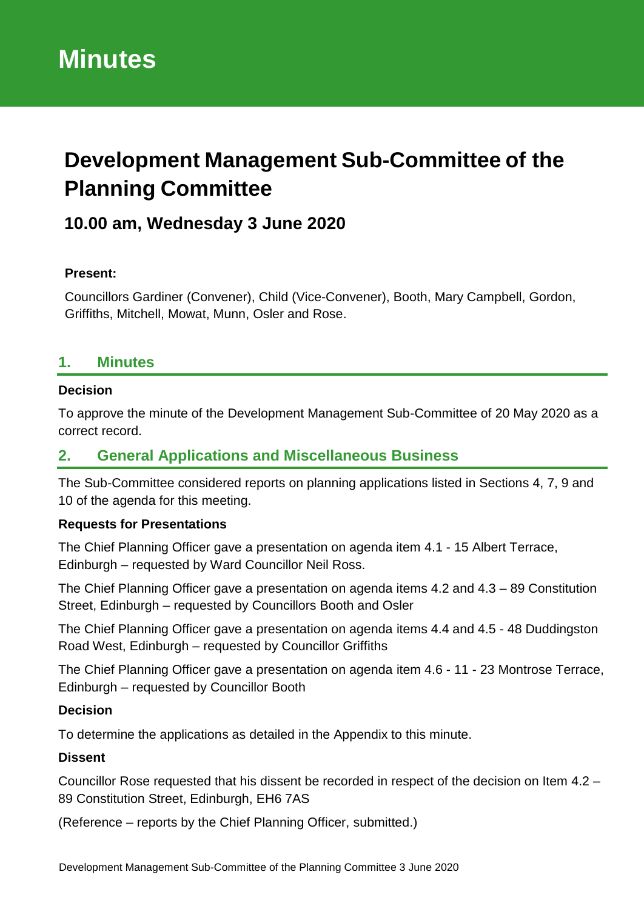# Minutes

# Development Management Sub-Committee of the Planning Committee

## 10.00 am, Wednesday 3 June 2020

**Present:**

Councillors Gardiner (Convener), Child (Vice-Convener), Booth, Mary Campbell, Gordon, Griffiths, Mitchell, Mowat, Munn, Osler and Rose.

## 1. Minutes

**Decision**

To approve the minute of the Development Management Sub-Committee of 20 May 2020 as a correct record.

## 2. General Applications and Miscellaneous Business

The Sub-Committee considered reports on planning applications listed in Sections 4, 7, 9 and 10 of the agenda for this meeting.

**Requests for Presentations**

The Chief Planning Officer gave a presentation on agenda item 4.1 - 15 Albert Terrace, Edinburgh – requested by Ward Councillor Neil Ross.

The Chief Planning Officer gave a presentation on agenda items 4.2 and 4.3 – 89 Constitution Street, Edinburgh – requested by Councillors Booth and Osler

The Chief Planning Officer gave a presentation on agenda items 4.4 and 4.5 - 48 Duddingston Road West, Edinburgh – requested by Councillor Griffiths

The Chief Planning Officer gave a presentation on agenda item 4.6 - 11 - 23 Montrose Terrace, Edinburgh – requested by Councillor Booth

**Decision**

To determine the applications as detailed in the Appendix to this minute.

**Dissent**

Councillor Rose requested that his dissent be recorded in respect of the decision on Item 4.2 – 89 Constitution Street, Edinburgh, EH6 7AS

(Reference – reports by the Chief Planning Officer, submitted.)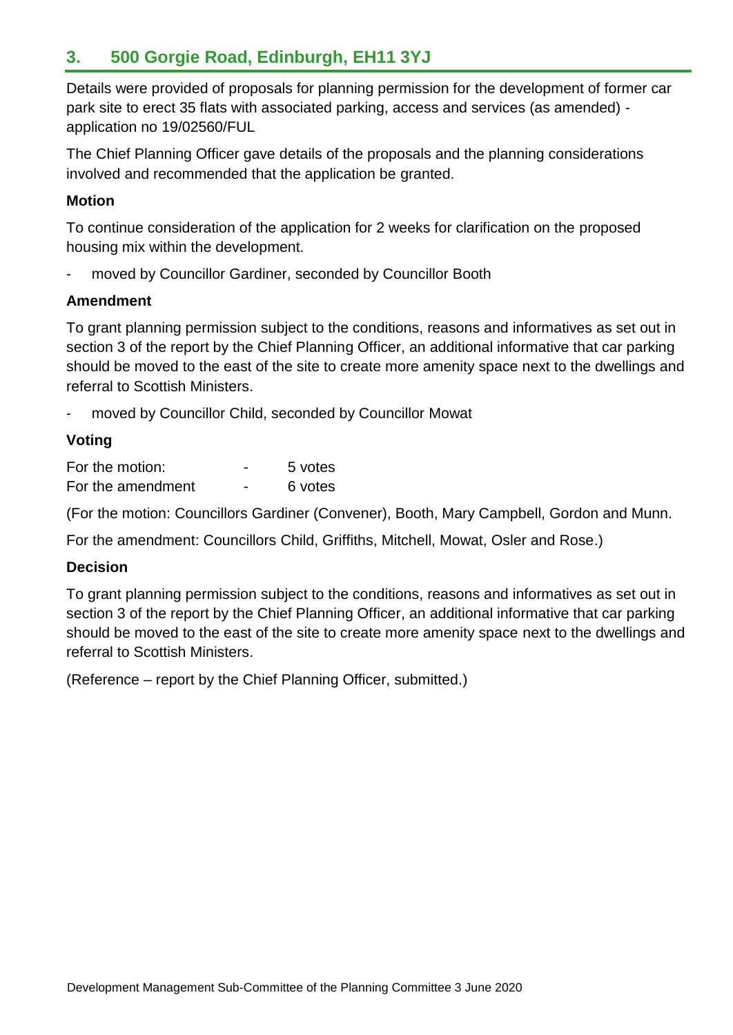## 3. 500 Gorgie Road, Edinburgh, EH11 3YJ

Details were provided of proposals for planning permission for the development of former car park site to erect 35 flats with associated parking, access and services (as amended) - application no 19/02560/FUL

The Chief Planning Officer gave details of the proposals and the planning considerations involved and recommended that the application be granted.

**Motion**

To continue consideration of the application for 2 weeks for clarification on the proposed housing mix within the development.

- moved by Councillor Gardiner, seconded by Councillor Booth

**Amendment**

To grant planning permission subject to the conditions, reasons and informatives as set out in section 3 of the report by the Chief Planning Officer, an additional informative that car parking should be moved to the east of the site to create more amenity space next to the dwellings and referral to Scottish Ministers.

- moved by Councillor Child, seconded by Councillor Mowat

**Voting**

| | | |
|---|---|---|
| For the motion: | - | 5 votes |
| For the amendment | - | 6 votes |

(For the motion: Councillors Gardiner (Convener), Booth, Mary Campbell, Gordon and Munn.

For the amendment: Councillors Child, Griffiths, Mitchell, Mowat, Osler and Rose.)

**Decision**

To grant planning permission subject to the conditions, reasons and informatives as set out in section 3 of the report by the Chief Planning Officer, an additional informative that car parking should be moved to the east of the site to create more amenity space next to the dwellings and referral to Scottish Ministers.

(Reference – report by the Chief Planning Officer, submitted.)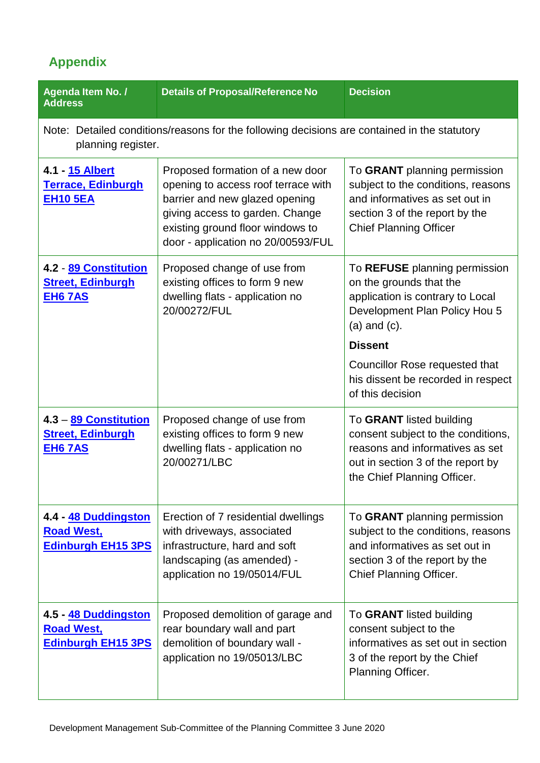## Appendix

| Agenda Item No. / Address | Details of Proposal/Reference No | Decision |
|---|---|---|
| Note: Detailed conditions/reasons for the following decisions are contained in the statutory planning register. | | |
| **4.1 - 15 Albert Terrace, Edinburgh EH10 5EA** | Proposed formation of a new door opening to access roof terrace with barrier and new glazed opening giving access to garden. Change existing ground floor windows to door - application no 20/00593/FUL | To **GRANT** planning permission subject to the conditions, reasons and informatives as set out in section 3 of the report by the Chief Planning Officer |
| **4.2** - **89 Constitution Street, Edinburgh EH6 7AS** | Proposed change of use from existing offices to form 9 new dwelling flats - application no 20/00272/FUL | To **REFUSE** planning permission on the grounds that the application is contrary to Local Development Plan Policy Hou 5 (a) and (c).<br><br>**Dissent**<br><br>Councillor Rose requested that his dissent be recorded in respect of this decision |
| **4.3** – **89 Constitution Street, Edinburgh EH6 7AS** | Proposed change of use from existing offices to form 9 new dwelling flats - application no 20/00271/LBC | To **GRANT** listed building consent subject to the conditions, reasons and informatives as set out in section 3 of the report by the Chief Planning Officer. |
| **4.4 - 48 Duddingston Road West, Edinburgh EH15 3PS** | Erection of 7 residential dwellings with driveways, associated infrastructure, hard and soft landscaping (as amended) - application no 19/05014/FUL | To **GRANT** planning permission subject to the conditions, reasons and informatives as set out in section 3 of the report by the Chief Planning Officer. |
| **4.5 - 48 Duddingston Road West, Edinburgh EH15 3PS** | Proposed demolition of garage and rear boundary wall and part demolition of boundary wall - application no 19/05013/LBC | To **GRANT** listed building consent subject to the informatives as set out in section 3 of the report by the Chief Planning Officer. |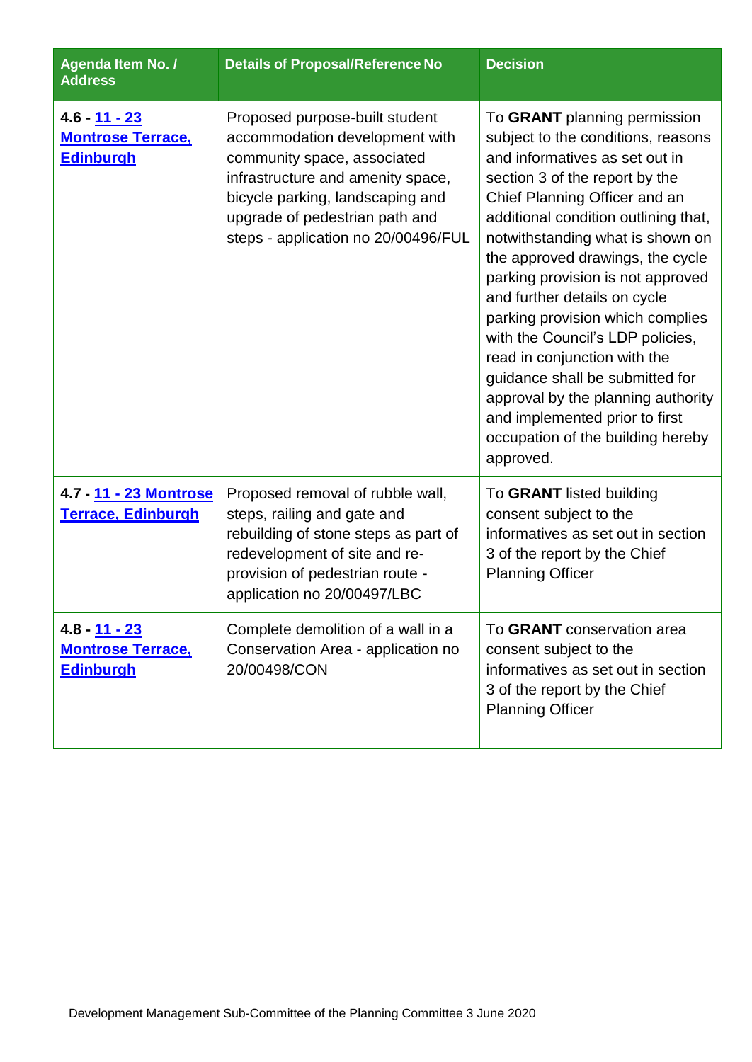| Agenda Item No. / Address | Details of Proposal/Reference No | Decision |
|---|---|---|
| **4.6 - 11 - 23 Montrose Terrace, Edinburgh** | Proposed purpose-built student accommodation development with community space, associated infrastructure and amenity space, bicycle parking, landscaping and upgrade of pedestrian path and steps - application no 20/00496/FUL | To **GRANT** planning permission subject to the conditions, reasons and informatives as set out in section 3 of the report by the Chief Planning Officer and an additional condition outlining that, notwithstanding what is shown on the approved drawings, the cycle parking provision is not approved and further details on cycle parking provision which complies with the Council's LDP policies, read in conjunction with the guidance shall be submitted for approval by the planning authority and implemented prior to first occupation of the building hereby approved. |
| **4.7 - 11 - 23 Montrose Terrace, Edinburgh** | Proposed removal of rubble wall, steps, railing and gate and rebuilding of stone steps as part of redevelopment of site and re-provision of pedestrian route - application no 20/00497/LBC | To **GRANT** listed building consent subject to the informatives as set out in section 3 of the report by the Chief Planning Officer |
| **4.8 - 11 - 23 Montrose Terrace, Edinburgh** | Complete demolition of a wall in a Conservation Area - application no 20/00498/CON | To **GRANT** conservation area consent subject to the informatives as set out in section 3 of the report by the Chief Planning Officer |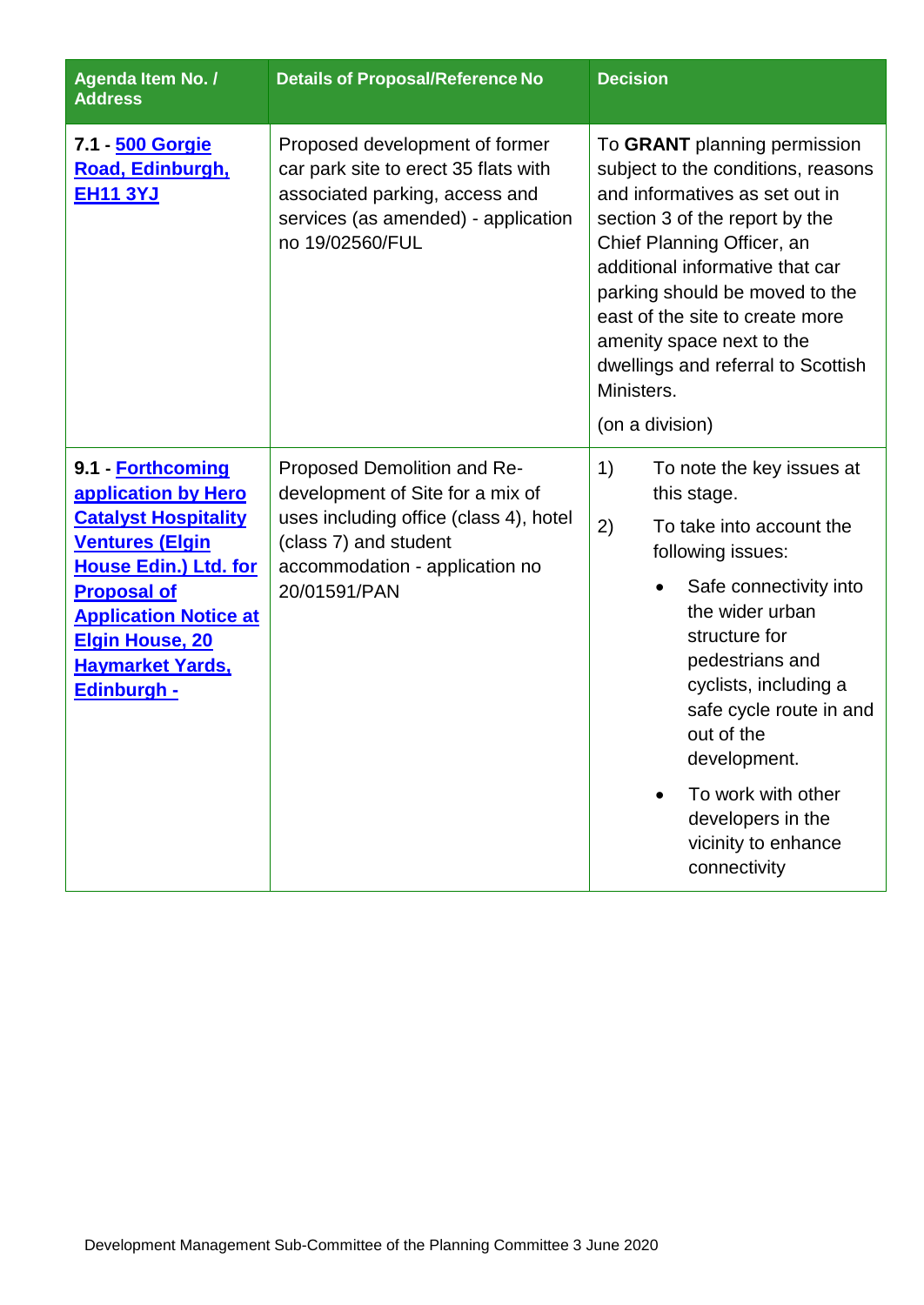| Agenda Item No. / Address | Details of Proposal/Reference No | Decision |
|---|---|---|
| **7.1 - 500 Gorgie Road, Edinburgh, EH11 3YJ** | Proposed development of former car park site to erect 35 flats with associated parking, access and services (as amended) - application no 19/02560/FUL | To **GRANT** planning permission subject to the conditions, reasons and informatives as set out in section 3 of the report by the Chief Planning Officer, an additional informative that car parking should be moved to the east of the site to create more amenity space next to the dwellings and referral to Scottish Ministers.<br><br>(on a division) |
| **9.1 - Forthcoming application by Hero Catalyst Hospitality Ventures (Elgin House Edin.) Ltd. for Proposal of Application Notice at Elgin House, 20 Haymarket Yards, Edinburgh -** | Proposed Demolition and Re-development of Site for a mix of uses including office (class 4), hotel (class 7) and student accommodation - application no 20/01591/PAN | 1) To note the key issues at this stage.<br><br>2) To take into account the following issues:<br><br>• Safe connectivity into the wider urban structure for pedestrians and cyclists, including a safe cycle route in and out of the development.<br><br>• To work with other developers in the vicinity to enhance connectivity |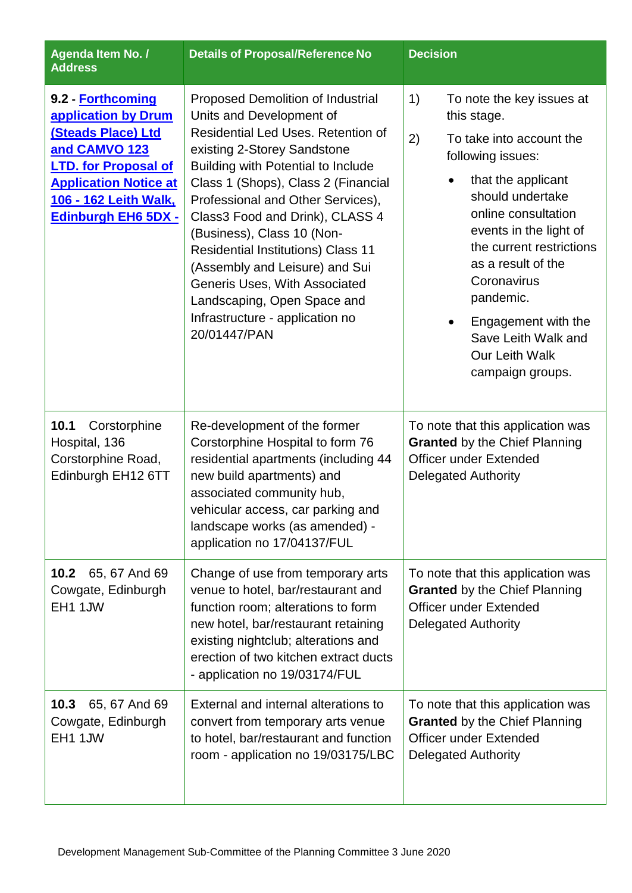| Agenda Item No. / Address | Details of Proposal/Reference No | Decision |
|---|---|---|
| **9.2 - Forthcoming application by Drum (Steads Place) Ltd and CAMVO 123 LTD. for Proposal of Application Notice at 106 - 162 Leith Walk, Edinburgh EH6 5DX -** | Proposed Demolition of Industrial Units and Development of Residential Led Uses. Retention of existing 2-Storey Sandstone Building with Potential to Include Class 1 (Shops), Class 2 (Financial Professional and Other Services), Class3 Food and Drink), CLASS 4 (Business), Class 10 (Non-Residential Institutions) Class 11 (Assembly and Leisure) and Sui Generis Uses, With Associated Landscaping, Open Space and Infrastructure - application no 20/01447/PAN | 1) To note the key issues at this stage.<br>2) To take into account the following issues:<br>• that the applicant should undertake online consultation events in the light of the current restrictions as a result of the Coronavirus pandemic.<br>• Engagement with the Save Leith Walk and Our Leith Walk campaign groups. |
| **10.1** Corstorphine Hospital, 136 Corstorphine Road, Edinburgh EH12 6TT | Re-development of the former Corstorphine Hospital to form 76 residential apartments (including 44 new build apartments) and associated community hub, vehicular access, car parking and landscape works (as amended) - application no 17/04137/FUL | To note that this application was **Granted** by the Chief Planning Officer under Extended Delegated Authority |
| **10.2** 65, 67 And 69 Cowgate, Edinburgh EH1 1JW | Change of use from temporary arts venue to hotel, bar/restaurant and function room; alterations to form new hotel, bar/restaurant retaining existing nightclub; alterations and erection of two kitchen extract ducts - application no 19/03174/FUL | To note that this application was **Granted** by the Chief Planning Officer under Extended Delegated Authority |
| **10.3** 65, 67 And 69 Cowgate, Edinburgh EH1 1JW | External and internal alterations to convert from temporary arts venue to hotel, bar/restaurant and function room - application no 19/03175/LBC | To note that this application was **Granted** by the Chief Planning Officer under Extended Delegated Authority |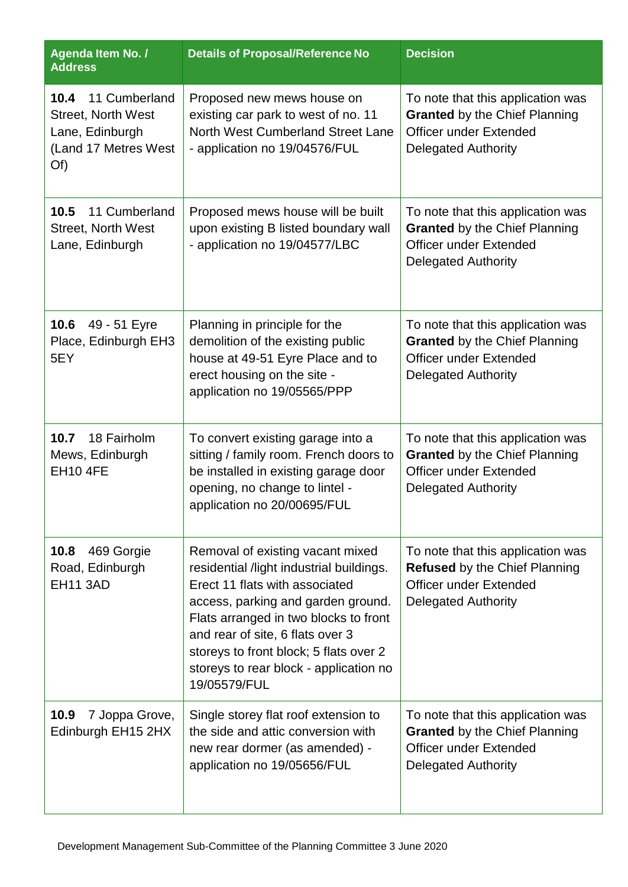| Agenda Item No. / Address | Details of Proposal/Reference No | Decision |
|---|---|---|
| **10.4** 11 Cumberland Street, North West Lane, Edinburgh (Land 17 Metres West Of) | Proposed new mews house on existing car park to west of no. 11 North West Cumberland Street Lane - application no 19/04576/FUL | To note that this application was **Granted** by the Chief Planning Officer under Extended Delegated Authority |
| **10.5** 11 Cumberland Street, North West Lane, Edinburgh | Proposed mews house will be built upon existing B listed boundary wall - application no 19/04577/LBC | To note that this application was **Granted** by the Chief Planning Officer under Extended Delegated Authority |
| **10.6** 49 - 51 Eyre Place, Edinburgh EH3 5EY | Planning in principle for the demolition of the existing public house at 49-51 Eyre Place and to erect housing on the site - application no 19/05565/PPP | To note that this application was **Granted** by the Chief Planning Officer under Extended Delegated Authority |
| **10.7** 18 Fairholm Mews, Edinburgh EH10 4FE | To convert existing garage into a sitting / family room. French doors to be installed in existing garage door opening, no change to lintel - application no 20/00695/FUL | To note that this application was **Granted** by the Chief Planning Officer under Extended Delegated Authority |
| **10.8** 469 Gorgie Road, Edinburgh EH11 3AD | Removal of existing vacant mixed residential /light industrial buildings. Erect 11 flats with associated access, parking and garden ground. Flats arranged in two blocks to front and rear of site, 6 flats over 3 storeys to front block; 5 flats over 2 storeys to rear block - application no 19/05579/FUL | To note that this application was **Refused** by the Chief Planning Officer under Extended Delegated Authority |
| **10.9** 7 Joppa Grove, Edinburgh EH15 2HX | Single storey flat roof extension to the side and attic conversion with new rear dormer (as amended) - application no 19/05656/FUL | To note that this application was **Granted** by the Chief Planning Officer under Extended Delegated Authority |